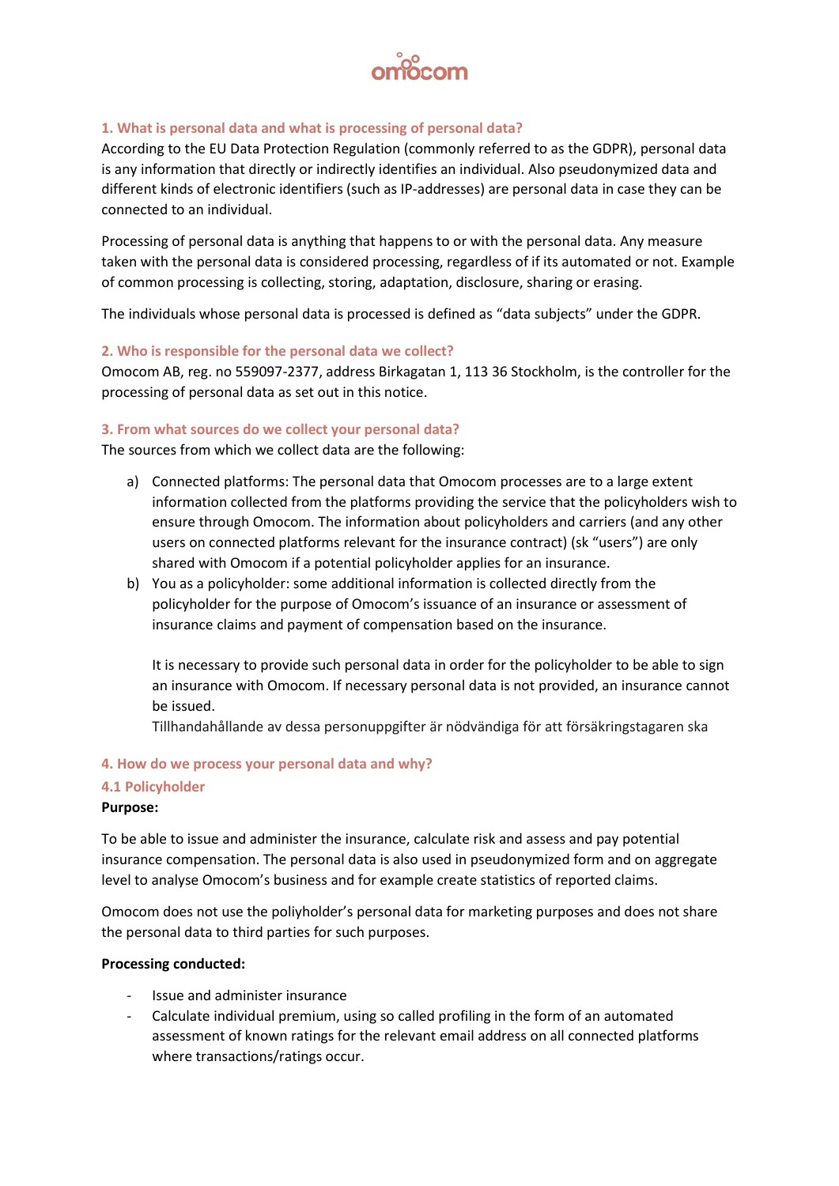## 1. What is personal data and what is processing of personal data?

According to the EU Data Protection Regulation (commonly referred to as the GDPR), personal data is any information that directly or indirectly identifies an individual. Also pseudonymized data and different kinds of electronic identifiers (such as IP-addresses) are personal data in case they can be connected to an individual.

Processing of personal data is anything that happens to or with the personal data. Any measure taken with the personal data is considered processing, regardless of if its automated or not. Example of common processing is collecting, storing, adaptation, disclosure, sharing or erasing.

The individuals whose personal data is processed is defined as "data subjects" under the GDPR.

## 2. Who is responsible for the personal data we collect?

Omocom AB, reg. no 559097-2377, address Birkagatan 1, 113 36 Stockholm, is the controller for the processing of personal data as set out in this notice.

## 3. From what sources do we collect your personal data?

The sources from which we collect data are the following:

a) Connected platforms: The personal data that Omocom processes are to a large extent information collected from the platforms providing the service that the policyholders wish to ensure through Omocom. The information about policyholders and carriers (and any other users on connected platforms relevant for the insurance contract) (sk "users") are only shared with Omocom if a potential policyholder applies for an insurance.

b) You as a policyholder: some additional information is collected directly from the policyholder for the purpose of Omocom's issuance of an insurance or assessment of insurance claims and payment of compensation based on the insurance.

   It is necessary to provide such personal data in order for the policyholder to be able to sign an insurance with Omocom. If necessary personal data is not provided, an insurance cannot be issued.
   Tillhandahållande av dessa personuppgifter är nödvändiga för att försäkringstagaren ska

## 4. How do we process your personal data and why?

### 4.1 Policyholder

**Purpose:**

To be able to issue and administer the insurance, calculate risk and assess and pay potential insurance compensation. The personal data is also used in pseudonymized form and on aggregate level to analyse Omocom's business and for example create statistics of reported claims.

Omocom does not use the poliyholder's personal data for marketing purposes and does not share the personal data to third parties for such purposes.

**Processing conducted:**

- Issue and administer insurance
- Calculate individual premium, using so called profiling in the form of an automated assessment of known ratings for the relevant email address on all connected platforms where transactions/ratings occur.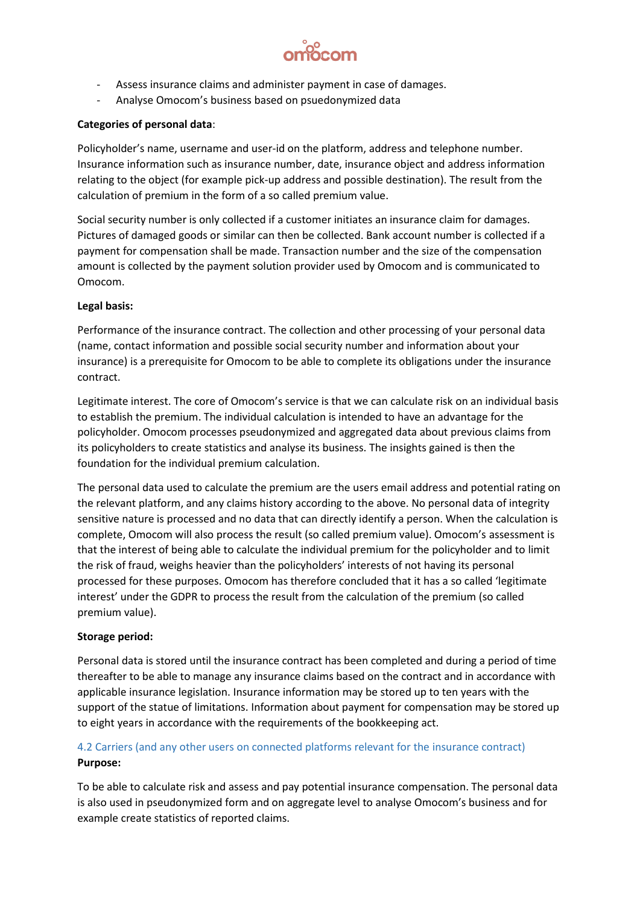- Assess insurance claims and administer payment in case of damages.
- Analyse Omocom's business based on psuedonymized data

**Categories of personal data**:

Policyholder's name, username and user-id on the platform, address and telephone number. Insurance information such as insurance number, date, insurance object and address information relating to the object (for example pick-up address and possible destination). The result from the calculation of premium in the form of a so called premium value.

Social security number is only collected if a customer initiates an insurance claim for damages. Pictures of damaged goods or similar can then be collected. Bank account number is collected if a payment for compensation shall be made. Transaction number and the size of the compensation amount is collected by the payment solution provider used by Omocom and is communicated to Omocom.

**Legal basis:**

Performance of the insurance contract. The collection and other processing of your personal data (name, contact information and possible social security number and information about your insurance) is a prerequisite for Omocom to be able to complete its obligations under the insurance contract.

Legitimate interest. The core of Omocom's service is that we can calculate risk on an individual basis to establish the premium. The individual calculation is intended to have an advantage for the policyholder. Omocom processes pseudonymized and aggregated data about previous claims from its policyholders to create statistics and analyse its business. The insights gained is then the foundation for the individual premium calculation.

The personal data used to calculate the premium are the users email address and potential rating on the relevant platform, and any claims history according to the above. No personal data of integrity sensitive nature is processed and no data that can directly identify a person. When the calculation is complete, Omocom will also process the result (so called premium value). Omocom's assessment is that the interest of being able to calculate the individual premium for the policyholder and to limit the risk of fraud, weighs heavier than the policyholders' interests of not having its personal processed for these purposes. Omocom has therefore concluded that it has a so called 'legitimate interest' under the GDPR to process the result from the calculation of the premium (so called premium value).

**Storage period:**

Personal data is stored until the insurance contract has been completed and during a period of time thereafter to be able to manage any insurance claims based on the contract and in accordance with applicable insurance legislation. Insurance information may be stored up to ten years with the support of the statue of limitations. Information about payment for compensation may be stored up to eight years in accordance with the requirements of the bookkeeping act.

### 4.2 Carriers (and any other users on connected platforms relevant for the insurance contract)

**Purpose:**

To be able to calculate risk and assess and pay potential insurance compensation. The personal data is also used in pseudonymized form and on aggregate level to analyse Omocom's business and for example create statistics of reported claims.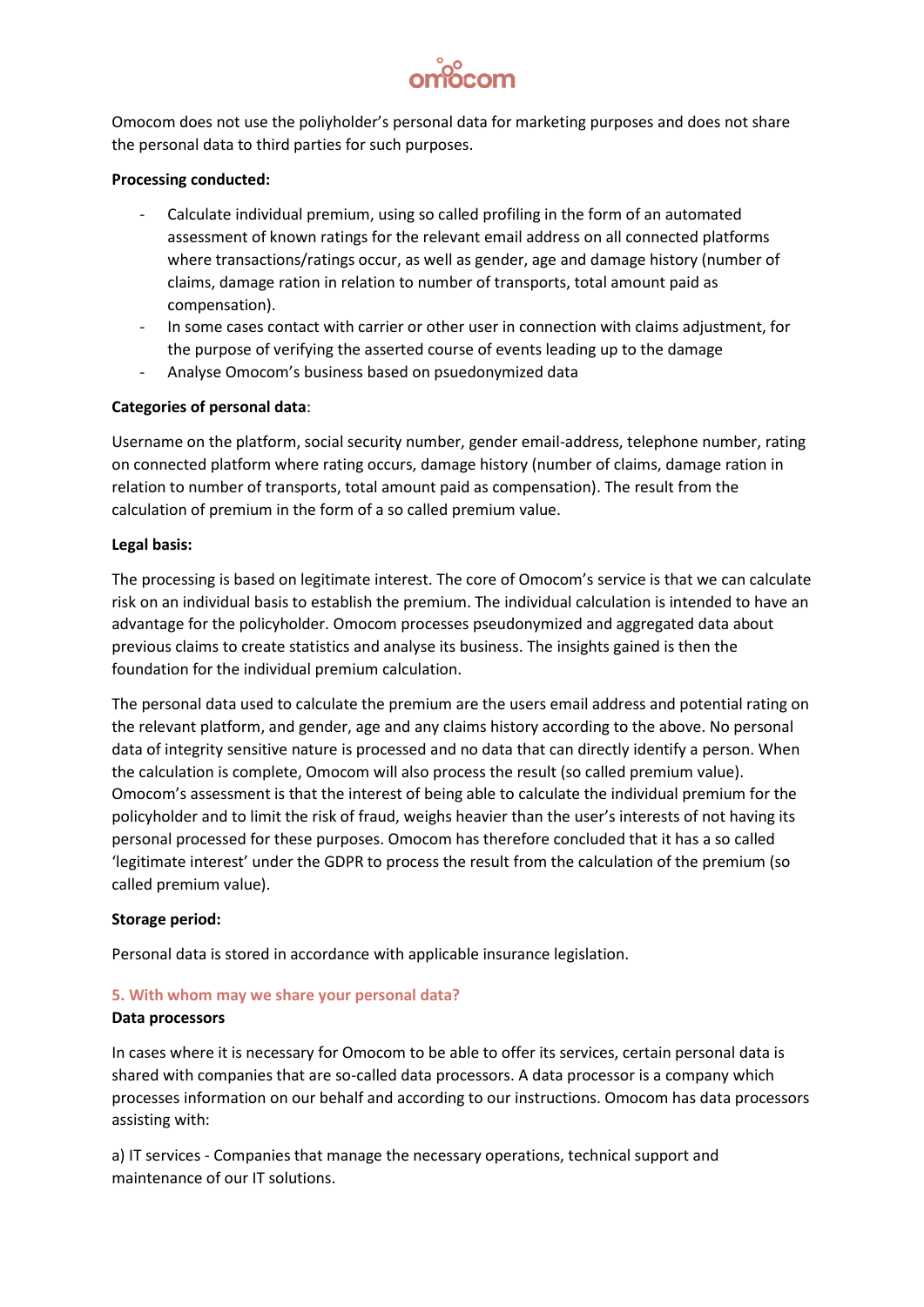Omocom does not use the poliyholder's personal data for marketing purposes and does not share the personal data to third parties for such purposes.

**Processing conducted:**

- Calculate individual premium, using so called profiling in the form of an automated assessment of known ratings for the relevant email address on all connected platforms where transactions/ratings occur, as well as gender, age and damage history (number of claims, damage ration in relation to number of transports, total amount paid as compensation).
- In some cases contact with carrier or other user in connection with claims adjustment, for the purpose of verifying the asserted course of events leading up to the damage
- Analyse Omocom's business based on psuedonymized data

**Categories of personal data**:

Username on the platform, social security number, gender email-address, telephone number, rating on connected platform where rating occurs, damage history (number of claims, damage ration in relation to number of transports, total amount paid as compensation). The result from the calculation of premium in the form of a so called premium value.

**Legal basis:**

The processing is based on legitimate interest. The core of Omocom's service is that we can calculate risk on an individual basis to establish the premium. The individual calculation is intended to have an advantage for the policyholder. Omocom processes pseudonymized and aggregated data about previous claims to create statistics and analyse its business. The insights gained is then the foundation for the individual premium calculation.

The personal data used to calculate the premium are the users email address and potential rating on the relevant platform, and gender, age and any claims history according to the above. No personal data of integrity sensitive nature is processed and no data that can directly identify a person. When the calculation is complete, Omocom will also process the result (so called premium value). Omocom's assessment is that the interest of being able to calculate the individual premium for the policyholder and to limit the risk of fraud, weighs heavier than the user's interests of not having its personal processed for these purposes. Omocom has therefore concluded that it has a so called 'legitimate interest' under the GDPR to process the result from the calculation of the premium (so called premium value).

**Storage period:**

Personal data is stored in accordance with applicable insurance legislation.

## 5. With whom may we share your personal data?

**Data processors**

In cases where it is necessary for Omocom to be able to offer its services, certain personal data is shared with companies that are so-called data processors. A data processor is a company which processes information on our behalf and according to our instructions. Omocom has data processors assisting with:

a) IT services - Companies that manage the necessary operations, technical support and maintenance of our IT solutions.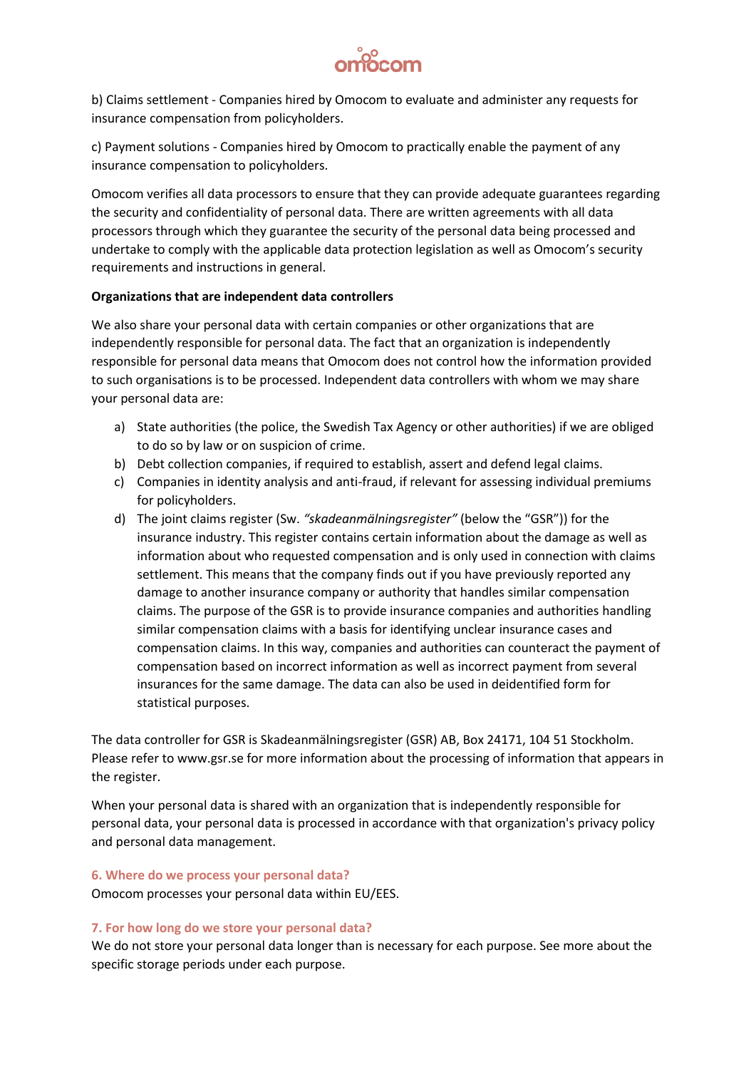b) Claims settlement - Companies hired by Omocom to evaluate and administer any requests for insurance compensation from policyholders.

c) Payment solutions - Companies hired by Omocom to practically enable the payment of any insurance compensation to policyholders.

Omocom verifies all data processors to ensure that they can provide adequate guarantees regarding the security and confidentiality of personal data. There are written agreements with all data processors through which they guarantee the security of the personal data being processed and undertake to comply with the applicable data protection legislation as well as Omocom's security requirements and instructions in general.

**Organizations that are independent data controllers**

We also share your personal data with certain companies or other organizations that are independently responsible for personal data. The fact that an organization is independently responsible for personal data means that Omocom does not control how the information provided to such organisations is to be processed. Independent data controllers with whom we may share your personal data are:

a) State authorities (the police, the Swedish Tax Agency or other authorities) if we are obliged to do so by law or on suspicion of crime.
b) Debt collection companies, if required to establish, assert and defend legal claims.
c) Companies in identity analysis and anti-fraud, if relevant for assessing individual premiums for policyholders.
d) The joint claims register (Sw. *"skadeanmälningsregister"* (below the "GSR")) for the insurance industry. This register contains certain information about the damage as well as information about who requested compensation and is only used in connection with claims settlement. This means that the company finds out if you have previously reported any damage to another insurance company or authority that handles similar compensation claims. The purpose of the GSR is to provide insurance companies and authorities handling similar compensation claims with a basis for identifying unclear insurance cases and compensation claims. In this way, companies and authorities can counteract the payment of compensation based on incorrect information as well as incorrect payment from several insurances for the same damage. The data can also be used in deidentified form for statistical purposes.

The data controller for GSR is Skadeanmälningsregister (GSR) AB, Box 24171, 104 51 Stockholm. Please refer to www.gsr.se for more information about the processing of information that appears in the register.

When your personal data is shared with an organization that is independently responsible for personal data, your personal data is processed in accordance with that organization's privacy policy and personal data management.

## 6. Where do we process your personal data?

Omocom processes your personal data within EU/EES.

## 7. For how long do we store your personal data?

We do not store your personal data longer than is necessary for each purpose. See more about the specific storage periods under each purpose.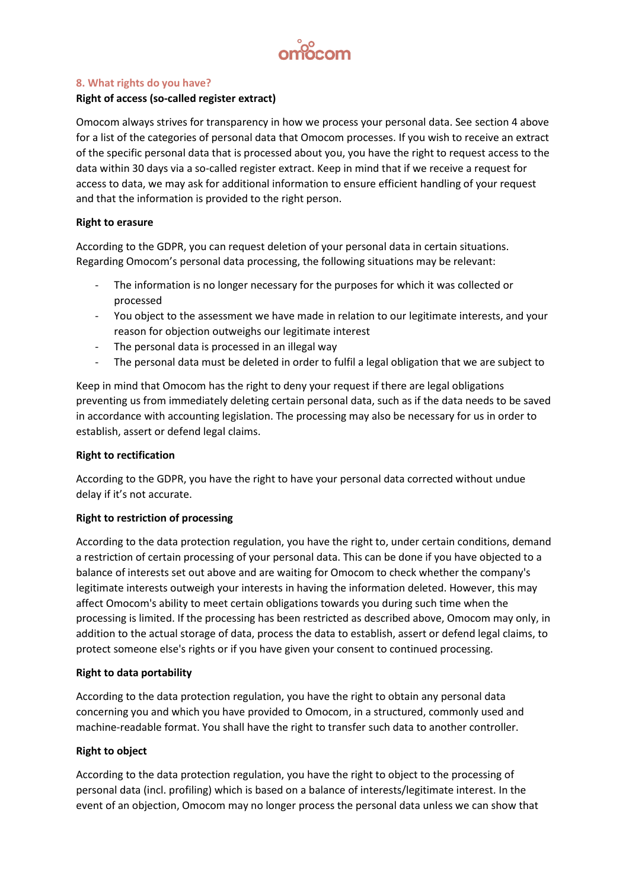## 8. What rights do you have?

**Right of access (so-called register extract)**

Omocom always strives for transparency in how we process your personal data. See section 4 above for a list of the categories of personal data that Omocom processes. If you wish to receive an extract of the specific personal data that is processed about you, you have the right to request access to the data within 30 days via a so-called register extract. Keep in mind that if we receive a request for access to data, we may ask for additional information to ensure efficient handling of your request and that the information is provided to the right person.

**Right to erasure**

According to the GDPR, you can request deletion of your personal data in certain situations. Regarding Omocom's personal data processing, the following situations may be relevant:

- The information is no longer necessary for the purposes for which it was collected or processed
- You object to the assessment we have made in relation to our legitimate interests, and your reason for objection outweighs our legitimate interest
- The personal data is processed in an illegal way
- The personal data must be deleted in order to fulfil a legal obligation that we are subject to

Keep in mind that Omocom has the right to deny your request if there are legal obligations preventing us from immediately deleting certain personal data, such as if the data needs to be saved in accordance with accounting legislation. The processing may also be necessary for us in order to establish, assert or defend legal claims.

**Right to rectification**

According to the GDPR, you have the right to have your personal data corrected without undue delay if it's not accurate.

**Right to restriction of processing**

According to the data protection regulation, you have the right to, under certain conditions, demand a restriction of certain processing of your personal data. This can be done if you have objected to a balance of interests set out above and are waiting for Omocom to check whether the company's legitimate interests outweigh your interests in having the information deleted. However, this may affect Omocom's ability to meet certain obligations towards you during such time when the processing is limited. If the processing has been restricted as described above, Omocom may only, in addition to the actual storage of data, process the data to establish, assert or defend legal claims, to protect someone else's rights or if you have given your consent to continued processing.

**Right to data portability**

According to the data protection regulation, you have the right to obtain any personal data concerning you and which you have provided to Omocom, in a structured, commonly used and machine-readable format. You shall have the right to transfer such data to another controller.

**Right to object**

According to the data protection regulation, you have the right to object to the processing of personal data (incl. profiling) which is based on a balance of interests/legitimate interest. In the event of an objection, Omocom may no longer process the personal data unless we can show that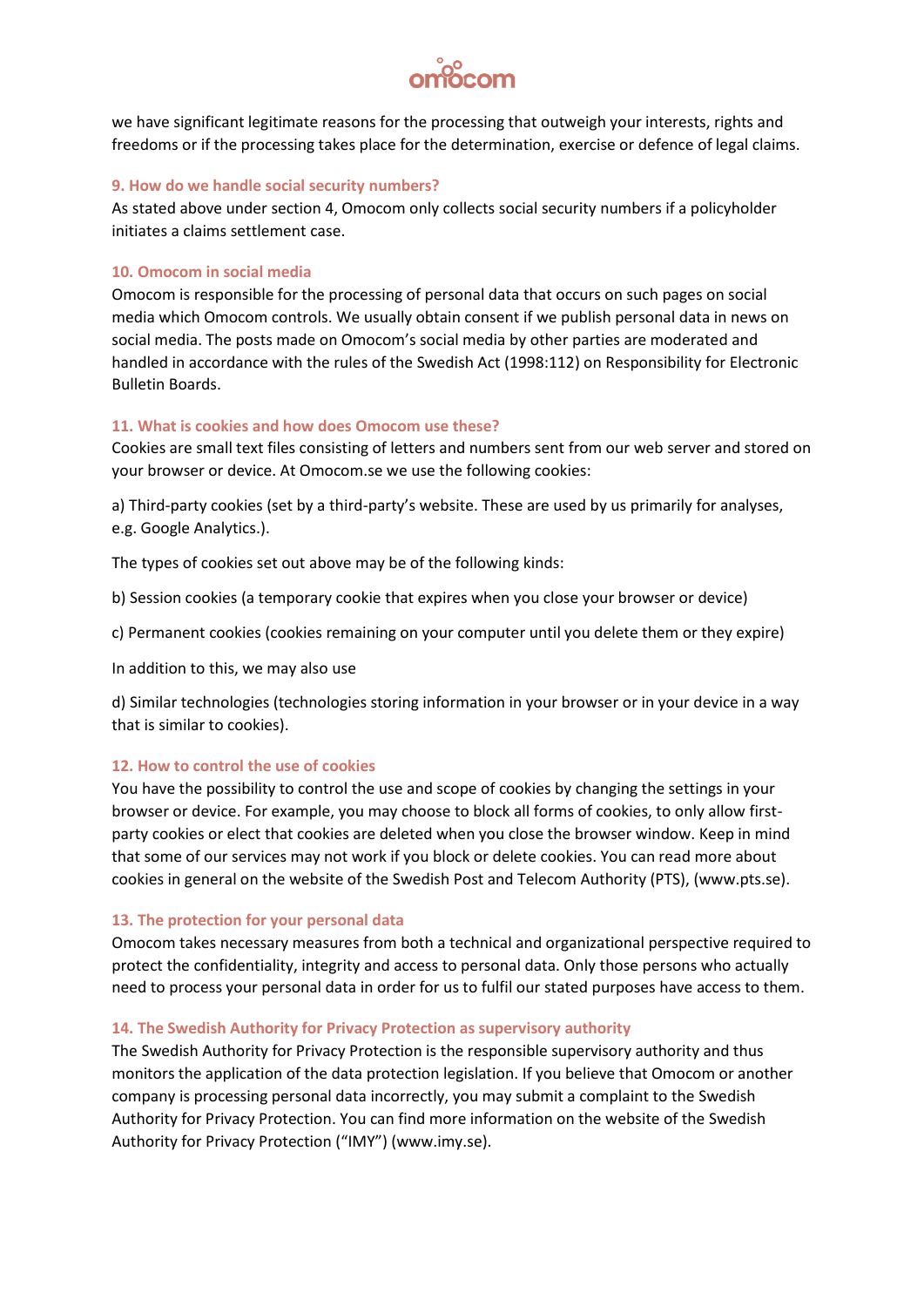we have significant legitimate reasons for the processing that outweigh your interests, rights and freedoms or if the processing takes place for the determination, exercise or defence of legal claims.

### 9. How do we handle social security numbers?

As stated above under section 4, Omocom only collects social security numbers if a policyholder initiates a claims settlement case.

### 10. Omocom in social media

Omocom is responsible for the processing of personal data that occurs on such pages on social media which Omocom controls. We usually obtain consent if we publish personal data in news on social media. The posts made on Omocom's social media by other parties are moderated and handled in accordance with the rules of the Swedish Act (1998:112) on Responsibility for Electronic Bulletin Boards.

### 11. What is cookies and how does Omocom use these?

Cookies are small text files consisting of letters and numbers sent from our web server and stored on your browser or device. At Omocom.se we use the following cookies:

a) Third-party cookies (set by a third-party's website. These are used by us primarily for analyses, e.g. Google Analytics.).

The types of cookies set out above may be of the following kinds:

b) Session cookies (a temporary cookie that expires when you close your browser or device)

c) Permanent cookies (cookies remaining on your computer until you delete them or they expire)

In addition to this, we may also use

d) Similar technologies (technologies storing information in your browser or in your device in a way that is similar to cookies).

### 12. How to control the use of cookies

You have the possibility to control the use and scope of cookies by changing the settings in your browser or device. For example, you may choose to block all forms of cookies, to only allow first-party cookies or elect that cookies are deleted when you close the browser window. Keep in mind that some of our services may not work if you block or delete cookies. You can read more about cookies in general on the website of the Swedish Post and Telecom Authority (PTS), (www.pts.se).

### 13. The protection for your personal data

Omocom takes necessary measures from both a technical and organizational perspective required to protect the confidentiality, integrity and access to personal data. Only those persons who actually need to process your personal data in order for us to fulfil our stated purposes have access to them.

### 14. The Swedish Authority for Privacy Protection as supervisory authority

The Swedish Authority for Privacy Protection is the responsible supervisory authority and thus monitors the application of the data protection legislation. If you believe that Omocom or another company is processing personal data incorrectly, you may submit a complaint to the Swedish Authority for Privacy Protection. You can find more information on the website of the Swedish Authority for Privacy Protection ("IMY") (www.imy.se).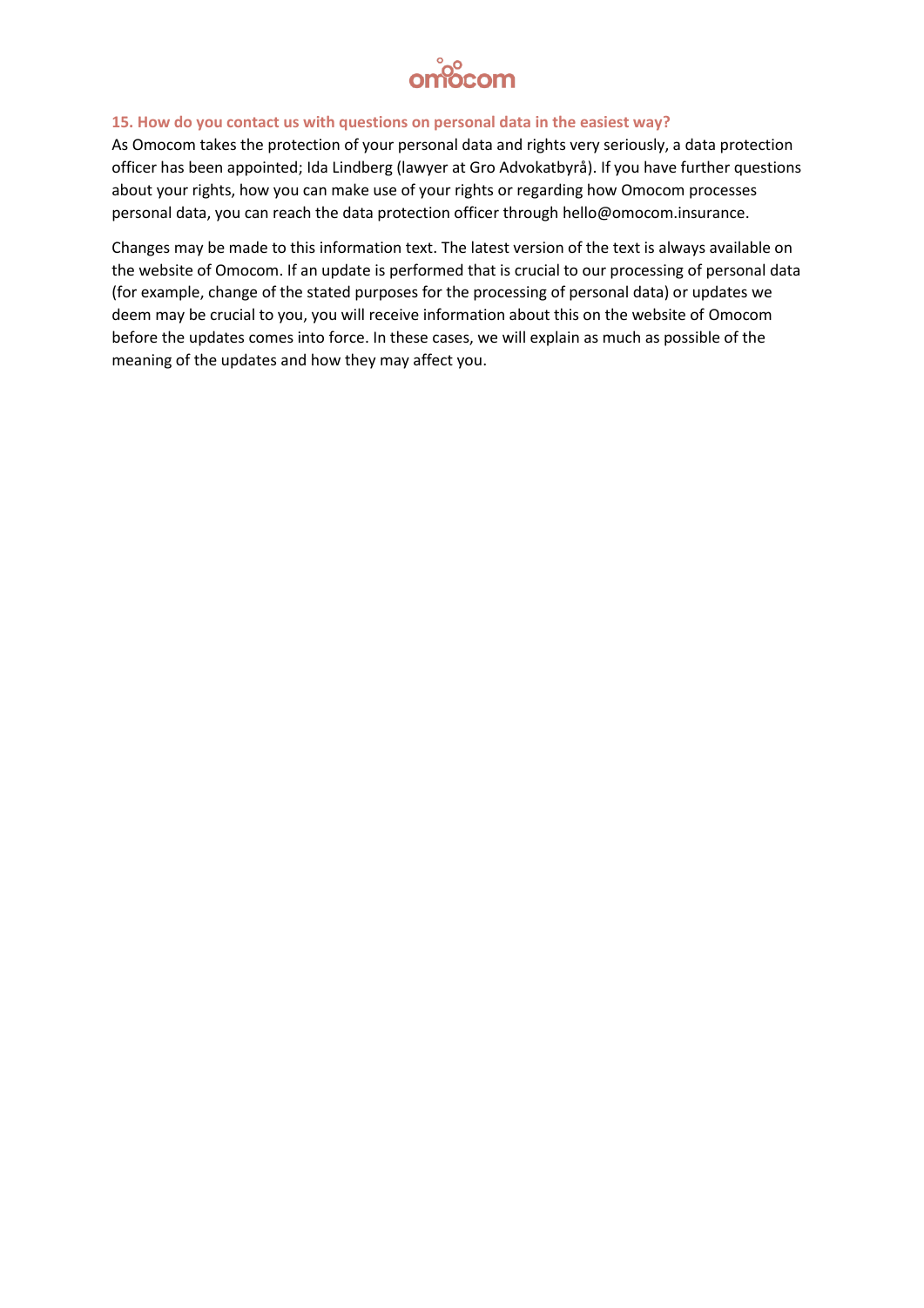### 15. How do you contact us with questions on personal data in the easiest way?

As Omocom takes the protection of your personal data and rights very seriously, a data protection officer has been appointed; Ida Lindberg (lawyer at Gro Advokatbyrå). If you have further questions about your rights, how you can make use of your rights or regarding how Omocom processes personal data, you can reach the data protection officer through hello@omocom.insurance.

Changes may be made to this information text. The latest version of the text is always available on the website of Omocom. If an update is performed that is crucial to our processing of personal data (for example, change of the stated purposes for the processing of personal data) or updates we deem may be crucial to you, you will receive information about this on the website of Omocom before the updates comes into force. In these cases, we will explain as much as possible of the meaning of the updates and how they may affect you.